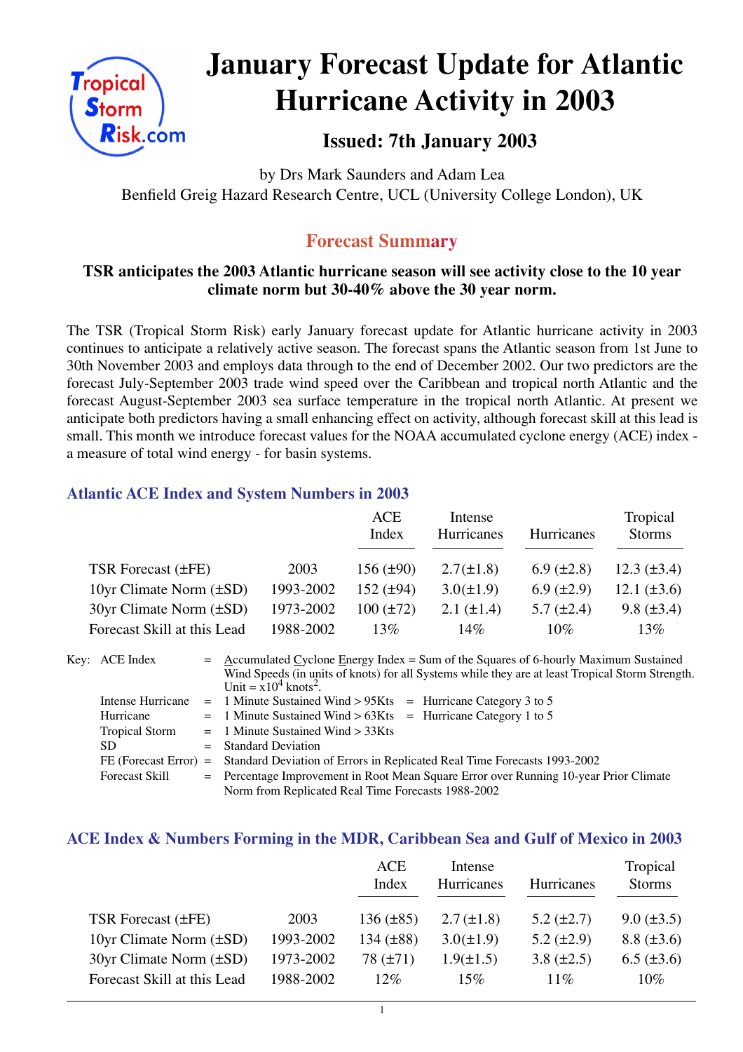# January Forecast Update for Atlantic Hurricane Activity in 2003

## Issued: 7th January 2003

by Drs Mark Saunders and Adam Lea
Benfield Greig Hazard Research Centre, UCL (University College London), UK

## Forecast Summary

**TSR anticipates the 2003 Atlantic hurricane season will see activity close to the 10 year climate norm but 30-40% above the 30 year norm.**

The TSR (Tropical Storm Risk) early January forecast update for Atlantic hurricane activity in 2003 continues to anticipate a relatively active season. The forecast spans the Atlantic season from 1st June to 30th November 2003 and employs data through to the end of December 2002. Our two predictors are the forecast July-September 2003 trade wind speed over the Caribbean and tropical north Atlantic and the forecast August-September 2003 sea surface temperature in the tropical north Atlantic. At present we anticipate both predictors having a small enhancing effect on activity, although forecast skill at this lead is small. This month we introduce forecast values for the NOAA accumulated cyclone energy (ACE) index - a measure of total wind energy - for basin systems.

### Atlantic ACE Index and System Numbers in 2003

| | | ACE Index | Intense Hurricanes | Hurricanes | Tropical Storms |
|---|---|---|---|---|---|
| TSR Forecast (±FE) | 2003 | 156 (±90) | 2.7(±1.8) | 6.9 (±2.8) | 12.3 (±3.4) |
| 10yr Climate Norm (±SD) | 1993-2002 | 152 (±94) | 3.0(±1.9) | 6.9 (±2.9) | 12.1 (±3.6) |
| 30yr Climate Norm (±SD) | 1973-2002 | 100 (±72) | 2.1 (±1.4) | 5.7 (±2.4) | 9.8 (±3.4) |
| Forecast Skill at this Lead | 1988-2002 | 13% | 14% | 10% | 13% |

Key:
- ACE Index = Accumulated Cyclone Energy Index = Sum of the Squares of 6-hourly Maximum Sustained Wind Speeds (in units of knots) for all Systems while they are at least Tropical Storm Strength. Unit = $x10^4$ knots$^2$.
- Intense Hurricane = 1 Minute Sustained Wind > 95Kts = Hurricane Category 3 to 5
- Hurricane = 1 Minute Sustained Wind > 63Kts = Hurricane Category 1 to 5
- Tropical Storm = 1 Minute Sustained Wind > 33Kts
- SD = Standard Deviation
- FE (Forecast Error) = Standard Deviation of Errors in Replicated Real Time Forecasts 1993-2002
- Forecast Skill = Percentage Improvement in Root Mean Square Error over Running 10-year Prior Climate Norm from Replicated Real Time Forecasts 1988-2002

### ACE Index & Numbers Forming in the MDR, Caribbean Sea and Gulf of Mexico in 2003

| | | ACE Index | Intense Hurricanes | Hurricanes | Tropical Storms |
|---|---|---|---|---|---|
| TSR Forecast (±FE) | 2003 | 136 (±85) | 2.7 (±1.8) | 5.2 (±2.7) | 9.0 (±3.5) |
| 10yr Climate Norm (±SD) | 1993-2002 | 134 (±88) | 3.0(±1.9) | 5.2 (±2.9) | 8.8 (±3.6) |
| 30yr Climate Norm (±SD) | 1973-2002 | 78 (±71) | 1.9(±1.5) | 3.8 (±2.5) | 6.5 (±3.6) |
| Forecast Skill at this Lead | 1988-2002 | 12% | 15% | 11% | 10% |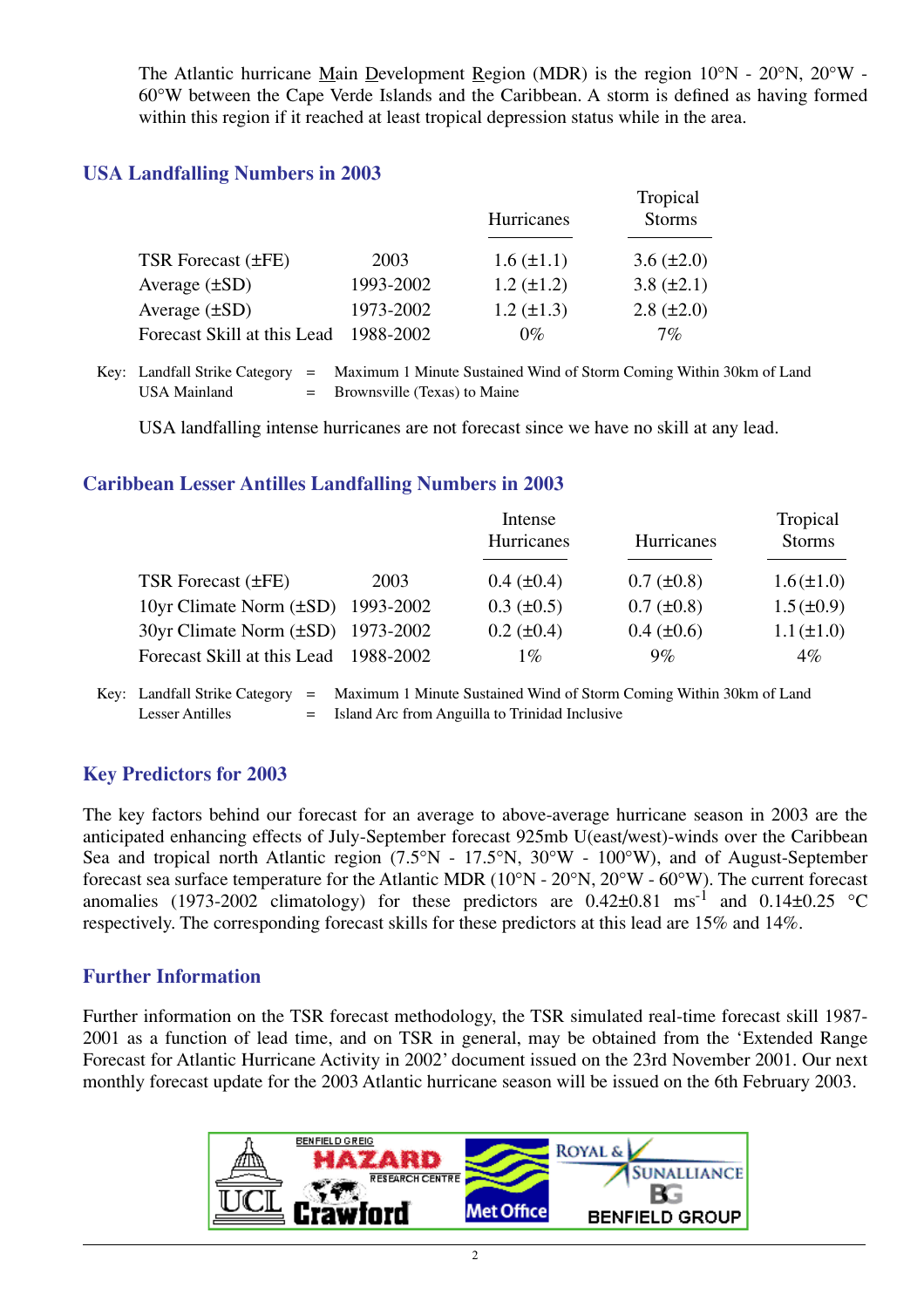The Atlantic hurricane Main Development Region (MDR) is the region 10°N - 20°N, 20°W - 60°W between the Cape Verde Islands and the Caribbean. A storm is defined as having formed within this region if it reached at least tropical depression status while in the area.

## USA Landfalling Numbers in 2003

| | | Hurricanes | Tropical Storms |
|---|---|---|---|
| TSR Forecast (±FE) | 2003 | 1.6 (±1.1) | 3.6 (±2.0) |
| Average (±SD) | 1993-2002 | 1.2 (±1.2) | 3.8 (±2.1) |
| Average (±SD) | 1973-2002 | 1.2 (±1.3) | 2.8 (±2.0) |
| Forecast Skill at this Lead | 1988-2002 | 0% | 7% |

Key: Landfall Strike Category = Maximum 1 Minute Sustained Wind of Storm Coming Within 30km of Land
USA Mainland = Brownsville (Texas) to Maine

USA landfalling intense hurricanes are not forecast since we have no skill at any lead.

## Caribbean Lesser Antilles Landfalling Numbers in 2003

| | | Intense Hurricanes | Hurricanes | Tropical Storms |
|---|---|---|---|---|
| TSR Forecast (±FE) | 2003 | 0.4 (±0.4) | 0.7 (±0.8) | 1.6 (±1.0) |
| 10yr Climate Norm (±SD) | 1993-2002 | 0.3 (±0.5) | 0.7 (±0.8) | 1.5 (±0.9) |
| 30yr Climate Norm (±SD) | 1973-2002 | 0.2 (±0.4) | 0.4 (±0.6) | 1.1 (±1.0) |
| Forecast Skill at this Lead | 1988-2002 | 1% | 9% | 4% |

Key: Landfall Strike Category = Maximum 1 Minute Sustained Wind of Storm Coming Within 30km of Land
Lesser Antilles = Island Arc from Anguilla to Trinidad Inclusive

## Key Predictors for 2003

The key factors behind our forecast for an average to above-average hurricane season in 2003 are the anticipated enhancing effects of July-September forecast 925mb U(east/west)-winds over the Caribbean Sea and tropical north Atlantic region (7.5°N - 17.5°N, 30°W - 100°W), and of August-September forecast sea surface temperature for the Atlantic MDR (10°N - 20°N, 20°W - 60°W). The current forecast anomalies (1973-2002 climatology) for these predictors are 0.42±0.81 $ms^{-1}$ and 0.14±0.25 °C respectively. The corresponding forecast skills for these predictors at this lead are 15% and 14%.

## Further Information

Further information on the TSR forecast methodology, the TSR simulated real-time forecast skill 1987-2001 as a function of lead time, and on TSR in general, may be obtained from the 'Extended Range Forecast for Atlantic Hurricane Activity in 2002' document issued on the 23rd November 2001. Our next monthly forecast update for the 2003 Atlantic hurricane season will be issued on the 6th February 2003.

UCL | Benfield Greig Hazard Research Centre | Crawford | Met Office | Royal & SunAlliance | BG Benfield Group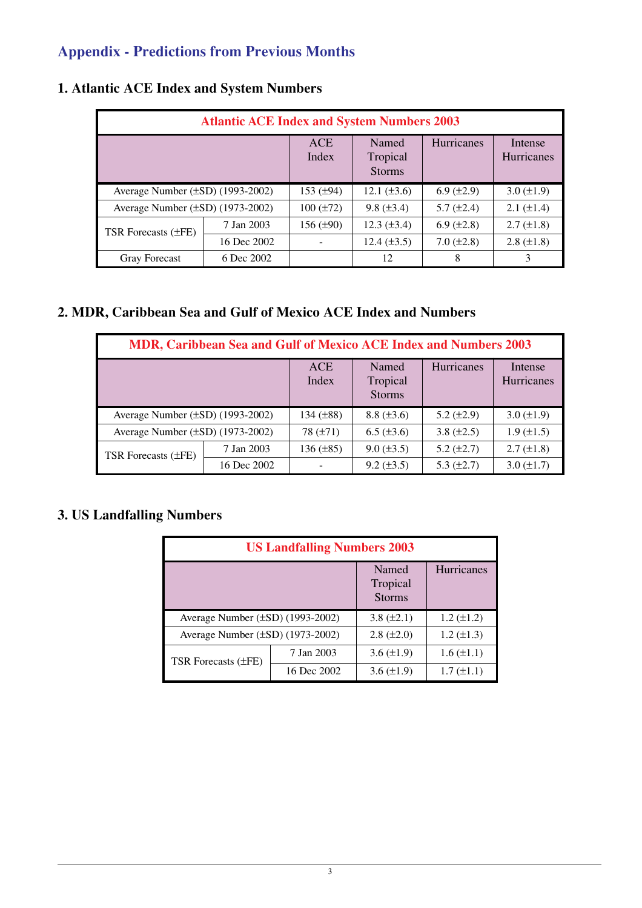## Appendix - Predictions from Previous Months

### 1. Atlantic ACE Index and System Numbers

| Atlantic ACE Index and System Numbers 2003 | | | | | |
|---|---|---|---|---|---|
| | | ACE Index | Named Tropical Storms | Hurricanes | Intense Hurricanes |
| Average Number (±SD) (1993-2002) | | 153 (±94) | 12.1 (±3.6) | 6.9 (±2.9) | 3.0 (±1.9) |
| Average Number (±SD) (1973-2002) | | 100 (±72) | 9.8 (±3.4) | 5.7 (±2.4) | 2.1 (±1.4) |
| TSR Forecasts (±FE) | 7 Jan 2003 | 156 (±90) | 12.3 (±3.4) | 6.9 (±2.8) | 2.7 (±1.8) |
| | 16 Dec 2002 | - | 12.4 (±3.5) | 7.0 (±2.8) | 2.8 (±1.8) |
| Gray Forecast | 6 Dec 2002 | | 12 | 8 | 3 |

### 2. MDR, Caribbean Sea and Gulf of Mexico ACE Index and Numbers

| MDR, Caribbean Sea and Gulf of Mexico ACE Index and Numbers 2003 | | | | | |
|---|---|---|---|---|---|
| | | ACE Index | Named Tropical Storms | Hurricanes | Intense Hurricanes |
| Average Number (±SD) (1993-2002) | | 134 (±88) | 8.8 (±3.6) | 5.2 (±2.9) | 3.0 (±1.9) |
| Average Number (±SD) (1973-2002) | | 78 (±71) | 6.5 (±3.6) | 3.8 (±2.5) | 1.9 (±1.5) |
| TSR Forecasts (±FE) | 7 Jan 2003 | 136 (±85) | 9.0 (±3.5) | 5.2 (±2.7) | 2.7 (±1.8) |
| | 16 Dec 2002 | - | 9.2 (±3.5) | 5.3 (±2.7) | 3.0 (±1.7) |

### 3. US Landfalling Numbers

| US Landfalling Numbers 2003 | | | |
|---|---|---|---|
| | | Named Tropical Storms | Hurricanes |
| Average Number (±SD) (1993-2002) | | 3.8 (±2.1) | 1.2 (±1.2) |
| Average Number (±SD) (1973-2002) | | 2.8 (±2.0) | 1.2 (±1.3) |
| TSR Forecasts (±FE) | 7 Jan 2003 | 3.6 (±1.9) | 1.6 (±1.1) |
| | 16 Dec 2002 | 3.6 (±1.9) | 1.7 (±1.1) |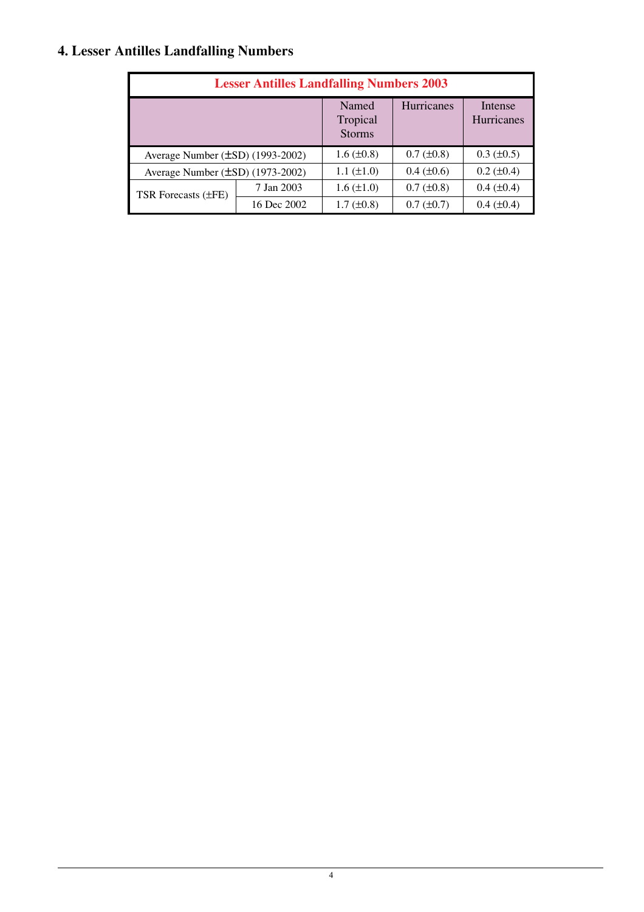## 4. Lesser Antilles Landfalling Numbers

| Lesser Antilles Landfalling Numbers 2003 | | | | |
|---|---|---|---|---|
| | | Named Tropical Storms | Hurricanes | Intense Hurricanes |
| Average Number (±SD) (1993-2002) | | 1.6 (±0.8) | 0.7 (±0.8) | 0.3 (±0.5) |
| Average Number (±SD) (1973-2002) | | 1.1 (±1.0) | 0.4 (±0.6) | 0.2 (±0.4) |
| TSR Forecasts (±FE) | 7 Jan 2003 | 1.6 (±1.0) | 0.7 (±0.8) | 0.4 (±0.4) |
| | 16 Dec 2002 | 1.7 (±0.8) | 0.7 (±0.7) | 0.4 (±0.4) |